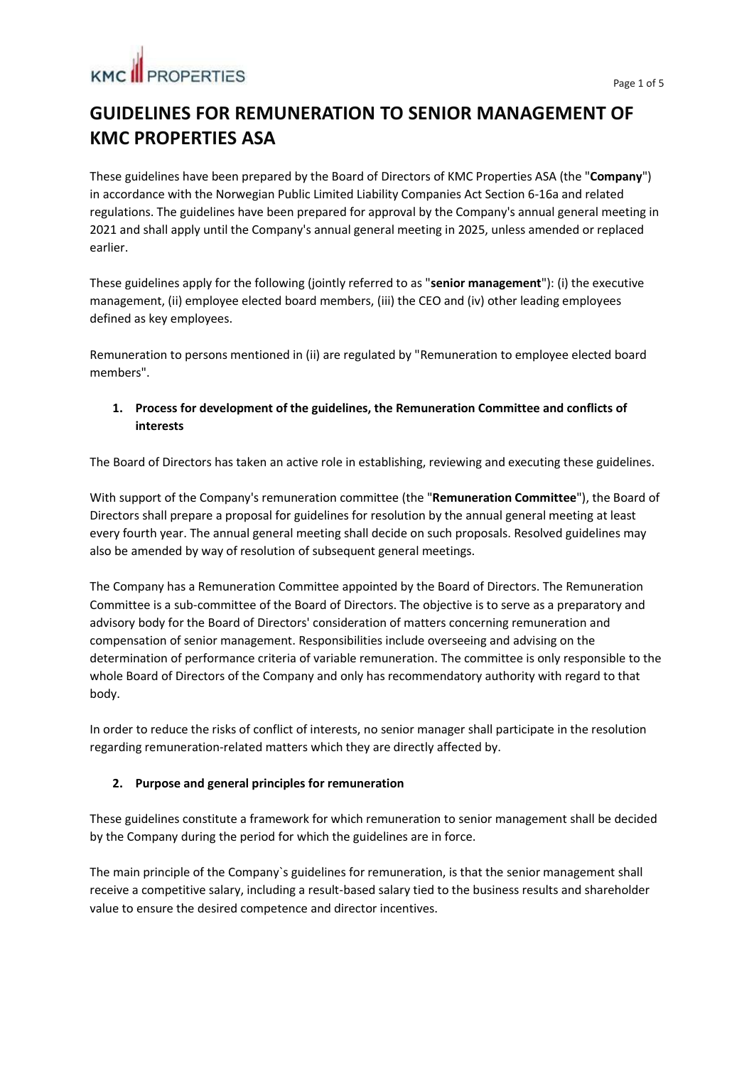# GUIDELINES FOR REMUNERATION TO SENIOR MANAGEMENT OF KMC PROPERTIES ASA

These guidelines have been prepared by the Board of Directors of KMC Properties ASA (the "**Company**") in accordance with the Norwegian Public Limited Liability Companies Act Section 6-16a and related regulations. The guidelines have been prepared for approval by the Company's annual general meeting in 2021 and shall apply until the Company's annual general meeting in 2025, unless amended or replaced earlier.

These guidelines apply for the following (jointly referred to as "**senior management**"): (i) the executive management, (ii) employee elected board members, (iii) the CEO and (iv) other leading employees defined as key employees.

Remuneration to persons mentioned in (ii) are regulated by "Remuneration to employee elected board members".

## 1. Process for development of the guidelines, the Remuneration Committee and conflicts of interests

The Board of Directors has taken an active role in establishing, reviewing and executing these guidelines.

With support of the Company's remuneration committee (the "**Remuneration Committee**"), the Board of Directors shall prepare a proposal for guidelines for resolution by the annual general meeting at least every fourth year. The annual general meeting shall decide on such proposals. Resolved guidelines may also be amended by way of resolution of subsequent general meetings.

The Company has a Remuneration Committee appointed by the Board of Directors. The Remuneration Committee is a sub-committee of the Board of Directors. The objective is to serve as a preparatory and advisory body for the Board of Directors' consideration of matters concerning remuneration and compensation of senior management. Responsibilities include overseeing and advising on the determination of performance criteria of variable remuneration. The committee is only responsible to the whole Board of Directors of the Company and only has recommendatory authority with regard to that body.

In order to reduce the risks of conflict of interests, no senior manager shall participate in the resolution regarding remuneration-related matters which they are directly affected by.

## 2. Purpose and general principles for remuneration

These guidelines constitute a framework for which remuneration to senior management shall be decided by the Company during the period for which the guidelines are in force.

The main principle of the Company`s guidelines for remuneration, is that the senior management shall receive a competitive salary, including a result-based salary tied to the business results and shareholder value to ensure the desired competence and director incentives.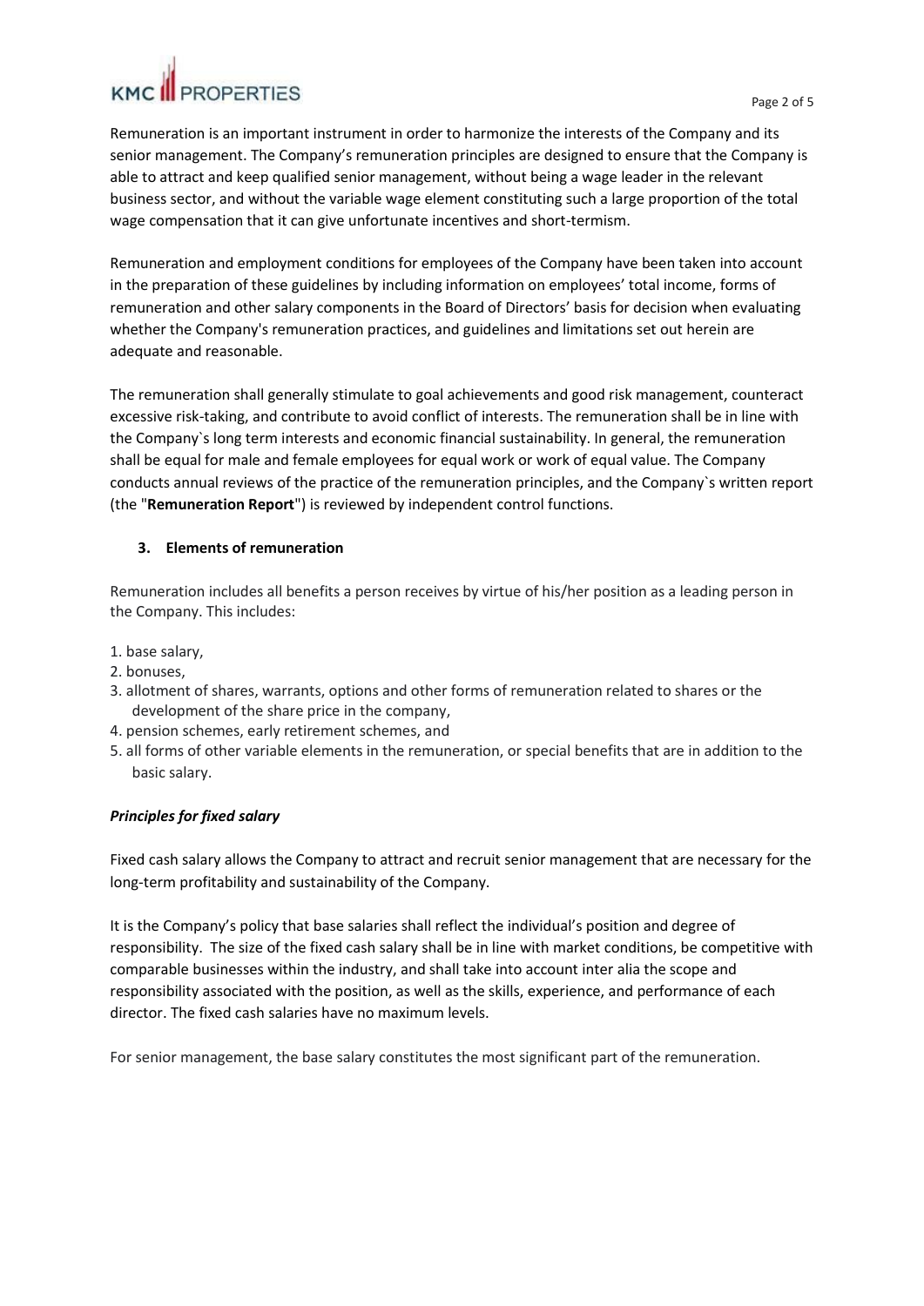Remuneration is an important instrument in order to harmonize the interests of the Company and its senior management. The Company's remuneration principles are designed to ensure that the Company is able to attract and keep qualified senior management, without being a wage leader in the relevant business sector, and without the variable wage element constituting such a large proportion of the total wage compensation that it can give unfortunate incentives and short-termism.

Remuneration and employment conditions for employees of the Company have been taken into account in the preparation of these guidelines by including information on employees' total income, forms of remuneration and other salary components in the Board of Directors' basis for decision when evaluating whether the Company's remuneration practices, and guidelines and limitations set out herein are adequate and reasonable.

The remuneration shall generally stimulate to goal achievements and good risk management, counteract excessive risk-taking, and contribute to avoid conflict of interests. The remuneration shall be in line with the Company`s long term interests and economic financial sustainability. In general, the remuneration shall be equal for male and female employees for equal work or work of equal value. The Company conducts annual reviews of the practice of the remuneration principles, and the Company`s written report (the "**Remuneration Report**") is reviewed by independent control functions.

## 3. Elements of remuneration

Remuneration includes all benefits a person receives by virtue of his/her position as a leading person in the Company. This includes:

1. base salary,
2. bonuses,
3. allotment of shares, warrants, options and other forms of remuneration related to shares or the development of the share price in the company,
4. pension schemes, early retirement schemes, and
5. all forms of other variable elements in the remuneration, or special benefits that are in addition to the basic salary.

***Principles for fixed salary***

Fixed cash salary allows the Company to attract and recruit senior management that are necessary for the long-term profitability and sustainability of the Company.

It is the Company's policy that base salaries shall reflect the individual's position and degree of responsibility. The size of the fixed cash salary shall be in line with market conditions, be competitive with comparable businesses within the industry, and shall take into account inter alia the scope and responsibility associated with the position, as well as the skills, experience, and performance of each director. The fixed cash salaries have no maximum levels.

For senior management, the base salary constitutes the most significant part of the remuneration.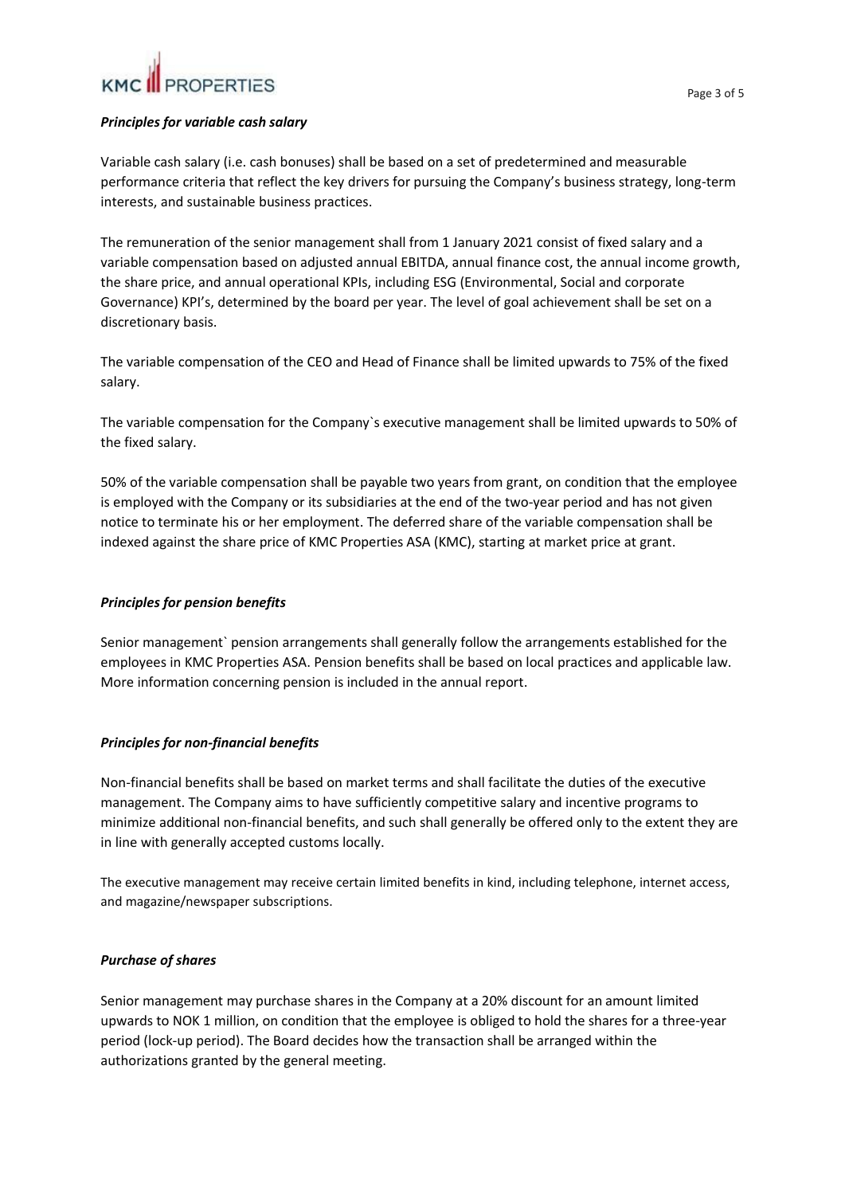### *Principles for variable cash salary*

Variable cash salary (i.e. cash bonuses) shall be based on a set of predetermined and measurable performance criteria that reflect the key drivers for pursuing the Company's business strategy, long-term interests, and sustainable business practices.

The remuneration of the senior management shall from 1 January 2021 consist of fixed salary and a variable compensation based on adjusted annual EBITDA, annual finance cost, the annual income growth, the share price, and annual operational KPIs, including ESG (Environmental, Social and corporate Governance) KPI's, determined by the board per year. The level of goal achievement shall be set on a discretionary basis.

The variable compensation of the CEO and Head of Finance shall be limited upwards to 75% of the fixed salary.

The variable compensation for the Company`s executive management shall be limited upwards to 50% of the fixed salary.

50% of the variable compensation shall be payable two years from grant, on condition that the employee is employed with the Company or its subsidiaries at the end of the two-year period and has not given notice to terminate his or her employment. The deferred share of the variable compensation shall be indexed against the share price of KMC Properties ASA (KMC), starting at market price at grant.

### *Principles for pension benefits*

Senior management` pension arrangements shall generally follow the arrangements established for the employees in KMC Properties ASA. Pension benefits shall be based on local practices and applicable law. More information concerning pension is included in the annual report.

### *Principles for non-financial benefits*

Non-financial benefits shall be based on market terms and shall facilitate the duties of the executive management. The Company aims to have sufficiently competitive salary and incentive programs to minimize additional non-financial benefits, and such shall generally be offered only to the extent they are in line with generally accepted customs locally.

The executive management may receive certain limited benefits in kind, including telephone, internet access, and magazine/newspaper subscriptions.

### *Purchase of shares*

Senior management may purchase shares in the Company at a 20% discount for an amount limited upwards to NOK 1 million, on condition that the employee is obliged to hold the shares for a three-year period (lock-up period). The Board decides how the transaction shall be arranged within the authorizations granted by the general meeting.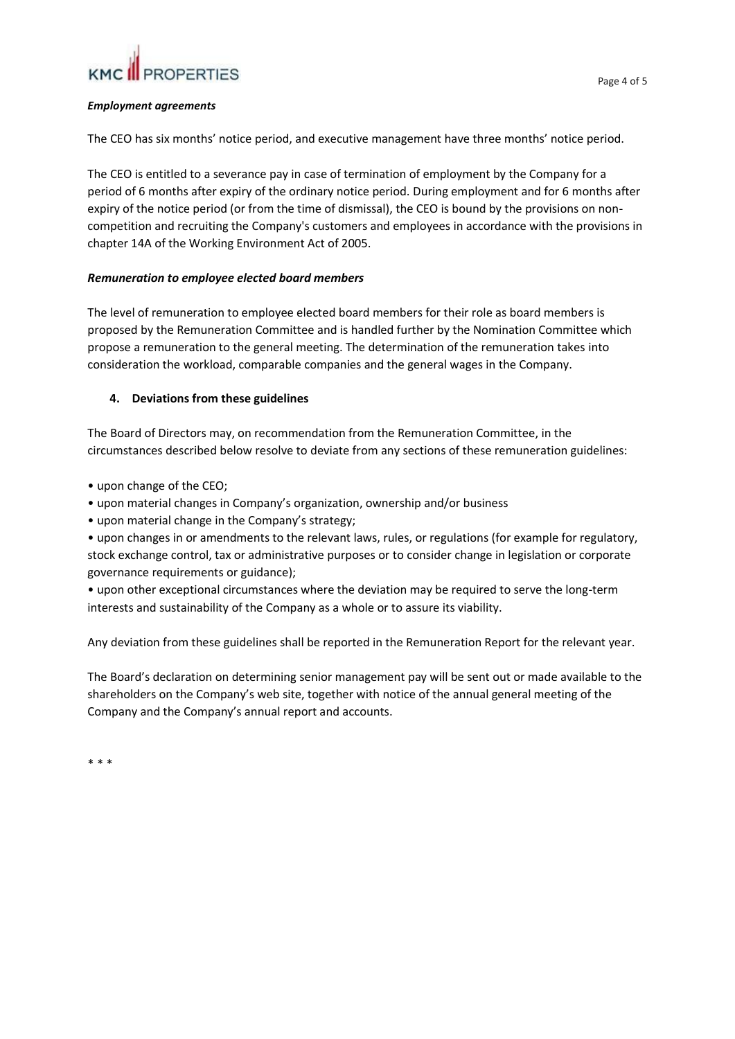*Employment agreements*

The CEO has six months' notice period, and executive management have three months' notice period.

The CEO is entitled to a severance pay in case of termination of employment by the Company for a period of 6 months after expiry of the ordinary notice period. During employment and for 6 months after expiry of the notice period (or from the time of dismissal), the CEO is bound by the provisions on non-competition and recruiting the Company's customers and employees in accordance with the provisions in chapter 14A of the Working Environment Act of 2005.

***Remuneration to employee elected board members***

The level of remuneration to employee elected board members for their role as board members is proposed by the Remuneration Committee and is handled further by the Nomination Committee which propose a remuneration to the general meeting. The determination of the remuneration takes into consideration the workload, comparable companies and the general wages in the Company.

## 4. Deviations from these guidelines

The Board of Directors may, on recommendation from the Remuneration Committee, in the circumstances described below resolve to deviate from any sections of these remuneration guidelines:

- upon change of the CEO;
- upon material changes in Company's organization, ownership and/or business
- upon material change in the Company's strategy;
- upon changes in or amendments to the relevant laws, rules, or regulations (for example for regulatory, stock exchange control, tax or administrative purposes or to consider change in legislation or corporate governance requirements or guidance);
- upon other exceptional circumstances where the deviation may be required to serve the long-term interests and sustainability of the Company as a whole or to assure its viability.

Any deviation from these guidelines shall be reported in the Remuneration Report for the relevant year.

The Board's declaration on determining senior management pay will be sent out or made available to the shareholders on the Company's web site, together with notice of the annual general meeting of the Company and the Company's annual report and accounts.

\* \* \*